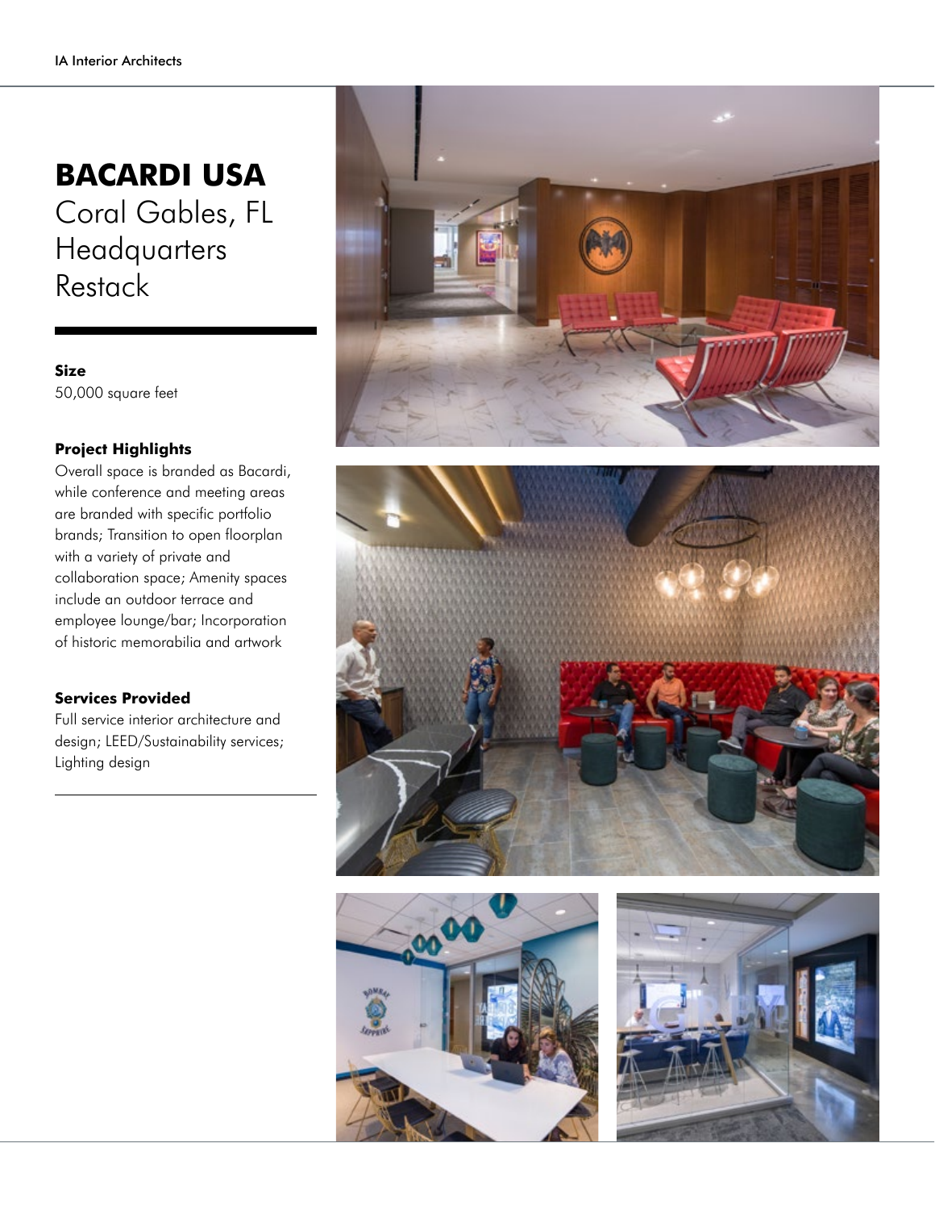# BACARDI USA

Coral Gables, FL
Headquarters
Restack

**Size**
50,000 square feet

**Project Highlights**
Overall space is branded as Bacardi, while conference and meeting areas are branded with specific portfolio brands; Transition to open floorplan with a variety of private and collaboration space; Amenity spaces include an outdoor terrace and employee lounge/bar; Incorporation of historic memorabilia and artwork

**Services Provided**
Full service interior architecture and design; LEED/Sustainability services; Lighting design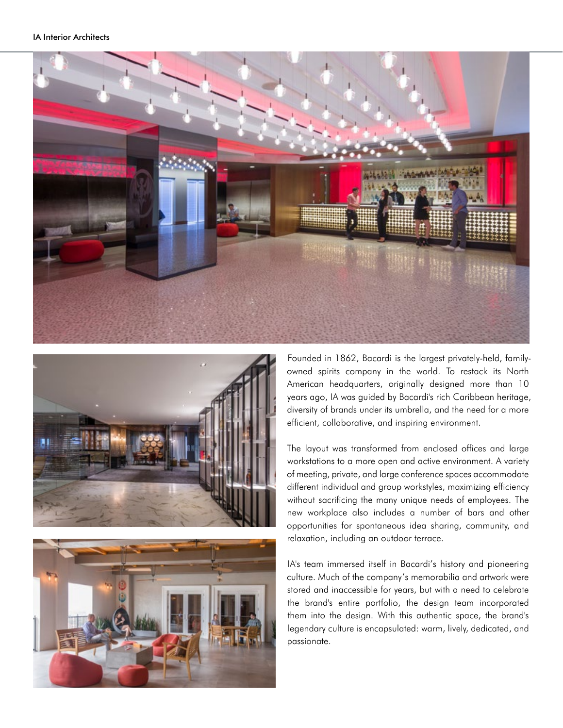Founded in 1862, Bacardi is the largest privately-held, family-owned spirits company in the world. To restack its North American headquarters, originally designed more than 10 years ago, IA was guided by Bacardi's rich Caribbean heritage, diversity of brands under its umbrella, and the need for a more efficient, collaborative, and inspiring environment.

The layout was transformed from enclosed offices and large workstations to a more open and active environment. A variety of meeting, private, and large conference spaces accommodate different individual and group workstyles, maximizing efficiency without sacrificing the many unique needs of employees. The new workplace also includes a number of bars and other opportunities for spontaneous idea sharing, community, and relaxation, including an outdoor terrace.

IA's team immersed itself in Bacardi's history and pioneering culture. Much of the company's memorabilia and artwork were stored and inaccessible for years, but with a need to celebrate the brand's entire portfolio, the design team incorporated them into the design. With this authentic space, the brand's legendary culture is encapsulated: warm, lively, dedicated, and passionate.